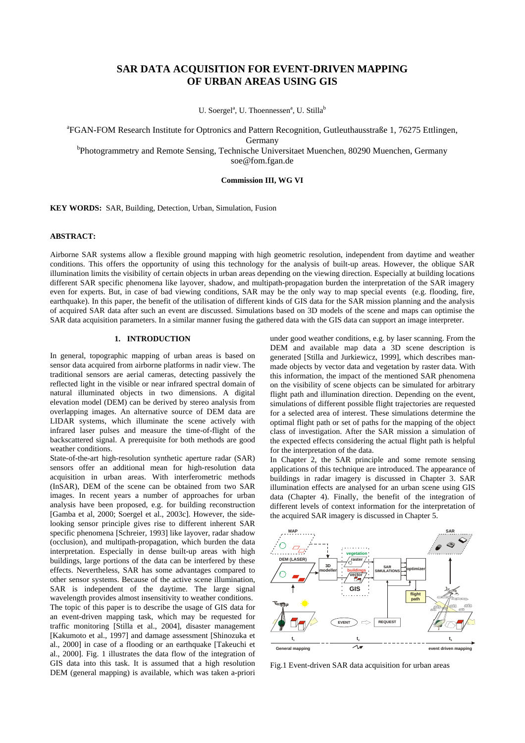# SAR DATA ACQUISITION FOR EVENT-DRIVEN MAPPING OF URBAN AREAS USING GIS

U. Soergel[a], U. Thoennessen[a], U. Stilla[b]

[a]FGAN-FOM Research Institute for Optronics and Pattern Recognition, Gutleuthausstraße 1, 76275 Ettlingen, Germany
[b]Photogrammetry and Remote Sensing, Technische Universitaet Muenchen, 80290 Muenchen, Germany
soe@fom.fgan.de

**Commission III, WG VI**

**KEY WORDS:** SAR, Building, Detection, Urban, Simulation, Fusion

**ABSTRACT:**

Airborne SAR systems allow a flexible ground mapping with high geometric resolution, independent from daytime and weather conditions. This offers the opportunity of using this technology for the analysis of built-up areas. However, the oblique SAR illumination limits the visibility of certain objects in urban areas depending on the viewing direction. Especially at building locations different SAR specific phenomena like layover, shadow, and multipath-propagation burden the interpretation of the SAR imagery even for experts. But, in case of bad viewing conditions, SAR may be the only way to map special events (e.g. flooding, fire, earthquake). In this paper, the benefit of the utilisation of different kinds of GIS data for the SAR mission planning and the analysis of acquired SAR data after such an event are discussed. Simulations based on 3D models of the scene and maps can optimise the SAR data acquisition parameters. In a similar manner fusing the gathered data with the GIS data can support an image interpreter.

## 1. INTRODUCTION

In general, topographic mapping of urban areas is based on sensor data acquired from airborne platforms in nadir view. The traditional sensors are aerial cameras, detecting passively the reflected light in the visible or near infrared spectral domain of natural illuminated objects in two dimensions. A digital elevation model (DEM) can be derived by stereo analysis from overlapping images. An alternative source of DEM data are LIDAR systems, which illuminate the scene actively with infrared laser pulses and measure the time-of-flight of the backscattered signal. A prerequisite for both methods are good weather conditions.

State-of-the-art high-resolution synthetic aperture radar (SAR) sensors offer an additional mean for high-resolution data acquisition in urban areas. With interferometric methods (InSAR), DEM of the scene can be obtained from two SAR images. In recent years a number of approaches for urban analysis have been proposed, e.g. for building reconstruction [Gamba et al, 2000; Soergel et al., 2003c]. However, the side-looking sensor principle gives rise to different inherent SAR specific phenomena [Schreier, 1993] like layover, radar shadow (occlusion), and multipath-propagation, which burden the data interpretation. Especially in dense built-up areas with high buildings, large portions of the data can be interfered by these effects. Nevertheless, SAR has some advantages compared to other sensor systems. Because of the active scene illumination, SAR is independent of the daytime. The large signal wavelength provides almost insensitivity to weather conditions.

The topic of this paper is to describe the usage of GIS data for an event-driven mapping task, which may be requested for traffic monitoring [Stilla et al., 2004], disaster management [Kakumoto et al., 1997] and damage assessment [Shinozuka et al., 2000] in case of a flooding or an earthquake [Takeuchi et al., 2000]. Fig. 1 illustrates the data flow of the integration of GIS data into this task. It is assumed that a high resolution DEM (general mapping) is available, which was taken a-priori under good weather conditions, e.g. by laser scanning. From the DEM and available map data a 3D scene description is generated [Stilla and Jurkiewicz, 1999], which describes man-made objects by vector data and vegetation by raster data. With this information, the impact of the mentioned SAR phenomena on the visibility of scene objects can be simulated for arbitrary flight path and illumination direction. Depending on the event, simulations of different possible flight trajectories are requested for a selected area of interest. These simulations determine the optimal flight path or set of paths for the mapping of the object class of investigation. After the SAR mission a simulation of the expected effects considering the actual flight path is helpful for the interpretation of the data.

In Chapter 2, the SAR principle and some remote sensing applications of this technique are introduced. The appearance of buildings in radar imagery is discussed in Chapter 3. SAR illumination effects are analysed for an urban scene using GIS data (Chapter 4). Finally, the benefit of the integration of different levels of context information for the interpretation of the acquired SAR imagery is discussed in Chapter 5.

MAP
SAR
DEM (LASER)
3D modeller
vegetation
raster
buildings
vector
GIS
SAR SIMULATIONS
optimizer
flight path
EVENT
REQUEST
$t_1$
$t_2$
$t_3$
General mapping
event driven mapping

Fig.1 Event-driven SAR data acquisition for urban areas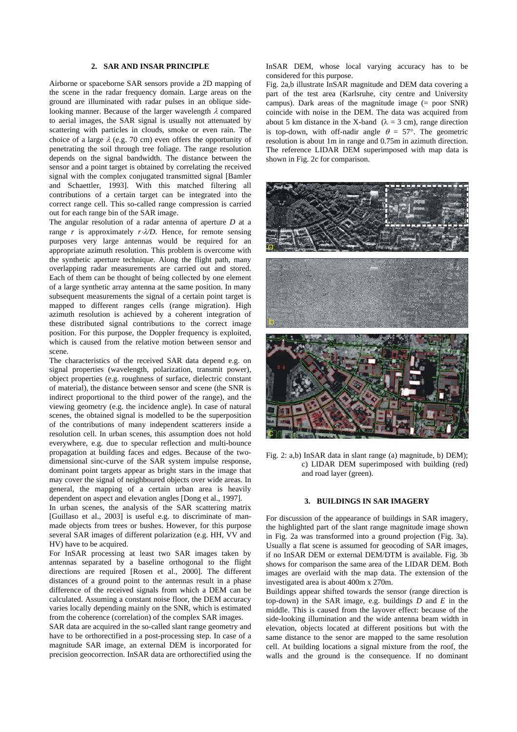## 2. SAR AND INSAR PRINCIPLE

Airborne or spaceborne SAR sensors provide a 2D mapping of the scene in the radar frequency domain. Large areas on the ground are illuminated with radar pulses in an oblique side-looking manner. Because of the larger wavelength $\lambda$ compared to aerial images, the SAR signal is usually not attenuated by scattering with particles in clouds, smoke or even rain. The choice of a large $\lambda$ (e.g. 70 cm) even offers the opportunity of penetrating the soil through tree foliage. The range resolution depends on the signal bandwidth. The distance between the sensor and a point target is obtained by correlating the received signal with the complex conjugated transmitted signal [Bamler and Schaettler, 1993]. With this matched filtering all contributions of a certain target can be integrated into the correct range cell. This so-called range compression is carried out for each range bin of the SAR image.

The angular resolution of a radar antenna of aperture $D$ at a range $r$ is approximately $r \cdot \lambda / D$. Hence, for remote sensing purposes very large antennas would be required for an appropriate azimuth resolution. This problem is overcome with the synthetic aperture technique. Along the flight path, many overlapping radar measurements are carried out and stored. Each of them can be thought of being collected by one element of a large synthetic array antenna at the same position. In many subsequent measurements the signal of a certain point target is mapped to different ranges cells (range migration). High azimuth resolution is achieved by a coherent integration of these distributed signal contributions to the correct image position. For this purpose, the Doppler frequency is exploited, which is caused from the relative motion between sensor and scene.

The characteristics of the received SAR data depend e.g. on signal properties (wavelength, polarization, transmit power), object properties (e.g. roughness of surface, dielectric constant of material), the distance between sensor and scene (the SNR is indirect proportional to the third power of the range), and the viewing geometry (e.g. the incidence angle). In case of natural scenes, the obtained signal is modelled to be the superposition of the contributions of many independent scatterers inside a resolution cell. In urban scenes, this assumption does not hold everywhere, e.g. due to specular reflection and multi-bounce propagation at building faces and edges. Because of the two-dimensional sinc-curve of the SAR system impulse response, dominant point targets appear as bright stars in the image that may cover the signal of neighboured objects over wide areas. In general, the mapping of a certain urban area is heavily dependent on aspect and elevation angles [Dong et al., 1997].

In urban scenes, the analysis of the SAR scattering matrix [Guillaso et al., 2003] is useful e.g. to discriminate of man-made objects from trees or bushes. However, for this purpose several SAR images of different polarization (e.g. HH, VV and HV) have to be acquired.

For InSAR processing at least two SAR images taken by antennas separated by a baseline orthogonal to the flight directions are required [Rosen et al., 2000]. The different distances of a ground point to the antennas result in a phase difference of the received signals from which a DEM can be calculated. Assuming a constant noise floor, the DEM accuracy varies locally depending mainly on the SNR, which is estimated from the coherence (correlation) of the complex SAR images.

SAR data are acquired in the so-called slant range geometry and have to be orthorectified in a post-processing step. In case of a magnitude SAR image, an external DEM is incorporated for precision geocorrection. InSAR data are orthorectified using the InSAR DEM, whose local varying accuracy has to be considered for this purpose.

Fig. 2a,b illustrate InSAR magnitude and DEM data covering a part of the test area (Karlsruhe, city centre and University campus). Dark areas of the magnitude image (= poor SNR) coincide with noise in the DEM. The data was acquired from about 5 km distance in the X-band ($\lambda$ = 3 cm), range direction is top-down, with off-nadir angle $\theta$ = 57°. The geometric resolution is about 1m in range and 0.75m in azimuth direction. The reference LIDAR DEM superimposed with map data is shown in Fig. 2c for comparison.

Fig. 2: a,b) InSAR data in slant range (a) magnitude, b) DEM); c) LIDAR DEM superimposed with building (red) and road layer (green).

## 3. BUILDINGS IN SAR IMAGERY

For discussion of the appearance of buildings in SAR imagery, the highlighted part of the slant range magnitude image shown in Fig. 2a was transformed into a ground projection (Fig. 3a). Usually a flat scene is assumed for geocoding of SAR images, if no InSAR DEM or external DEM/DTM is available. Fig. 3b shows for comparison the same area of the LIDAR DEM. Both images are overlaid with the map data. The extension of the investigated area is about 400m x 270m.

Buildings appear shifted towards the sensor (range direction is top-down) in the SAR image, e.g. buildings *D* and *E* in the middle. This is caused from the layover effect: because of the side-looking illumination and the wide antenna beam width in elevation, objects located at different positions but with the same distance to the senor are mapped to the same resolution cell. At building locations a signal mixture from the roof, the walls and the ground is the consequence. If no dominant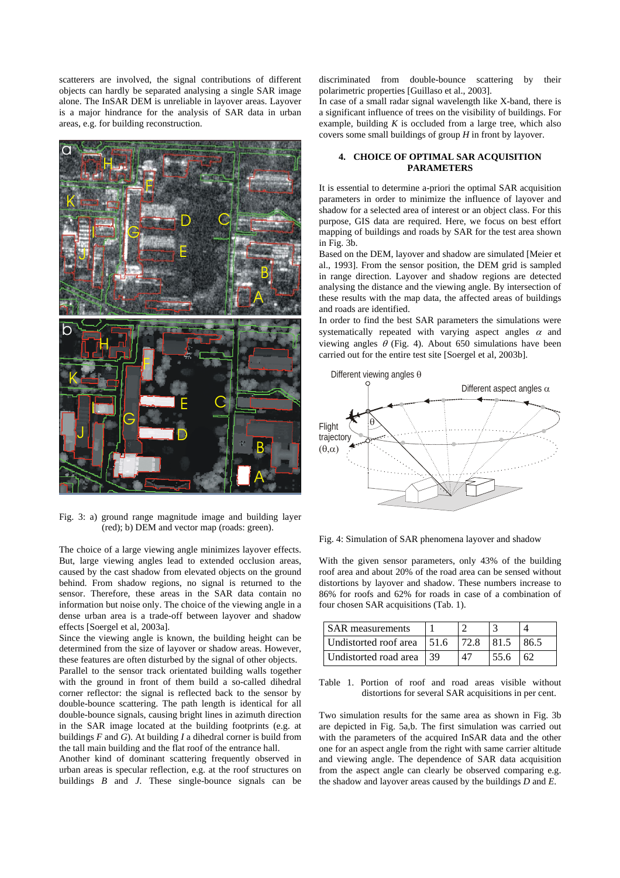scatterers are involved, the signal contributions of different objects can hardly be separated analysing a single SAR image alone. The InSAR DEM is unreliable in layover areas. Layover is a major hindrance for the analysis of SAR data in urban areas, e.g. for building reconstruction.

Fig. 3: a) ground range magnitude image and building layer (red); b) DEM and vector map (roads: green).

The choice of a large viewing angle minimizes layover effects. But, large viewing angles lead to extended occlusion areas, caused by the cast shadow from elevated objects on the ground behind. From shadow regions, no signal is returned to the sensor. Therefore, these areas in the SAR data contain no information but noise only. The choice of the viewing angle in a dense urban area is a trade-off between layover and shadow effects [Soergel et al, 2003a].

Since the viewing angle is known, the building height can be determined from the size of layover or shadow areas. However, these features are often disturbed by the signal of other objects.

Parallel to the sensor track orientated building walls together with the ground in front of them build a so-called dihedral corner reflector: the signal is reflected back to the sensor by double-bounce scattering. The path length is identical for all double-bounce signals, causing bright lines in azimuth direction in the SAR image located at the building footprints (e.g. at buildings *F* and *G*). At building *I* a dihedral corner is build from the tall main building and the flat roof of the entrance hall.

Another kind of dominant scattering frequently observed in urban areas is specular reflection, e.g. at the roof structures on buildings *B* and *J*. These single-bounce signals can be discriminated from double-bounce scattering by their polarimetric properties [Guillaso et al., 2003].

In case of a small radar signal wavelength like X-band, there is a significant influence of trees on the visibility of buildings. For example, building *K* is occluded from a large tree, which also covers some small buildings of group *H* in front by layover.

## 4. CHOICE OF OPTIMAL SAR ACQUISITION PARAMETERS

It is essential to determine a-priori the optimal SAR acquisition parameters in order to minimize the influence of layover and shadow for a selected area of interest or an object class. For this purpose, GIS data are required. Here, we focus on best effort mapping of buildings and roads by SAR for the test area shown in Fig. 3b.

Based on the DEM, layover and shadow are simulated [Meier et al., 1993]. From the sensor position, the DEM grid is sampled in range direction. Layover and shadow regions are detected analysing the distance and the viewing angle. By intersection of these results with the map data, the affected areas of buildings and roads are identified.

In order to find the best SAR parameters the simulations were systematically repeated with varying aspect angles $\alpha$ and viewing angles $\theta$ (Fig. 4). About 650 simulations have been carried out for the entire test site [Soergel et al, 2003b].

Different viewing angles θ

Different aspect angles α

Flight trajectory (θ,α)

θ

Fig. 4: Simulation of SAR phenomena layover and shadow

With the given sensor parameters, only 43% of the building roof area and about 20% of the road area can be sensed without distortions by layover and shadow. These numbers increase to 86% for roofs and 62% for roads in case of a combination of four chosen SAR acquisitions (Tab. 1).

| SAR measurements | 1 | 2 | 3 | 4 |
|---|---|---|---|---|
| Undistorted roof area | 51.6 | 72.8 | 81.5 | 86.5 |
| Undistorted road area | 39 | 47 | 55.6 | 62 |

Table 1. Portion of roof and road areas visible without distortions for several SAR acquisitions in per cent.

Two simulation results for the same area as shown in Fig. 3b are depicted in Fig. 5a,b. The first simulation was carried out with the parameters of the acquired InSAR data and the other one for an aspect angle from the right with same carrier altitude and viewing angle. The dependence of SAR data acquisition from the aspect angle can clearly be observed comparing e.g. the shadow and layover areas caused by the buildings *D* and *E*.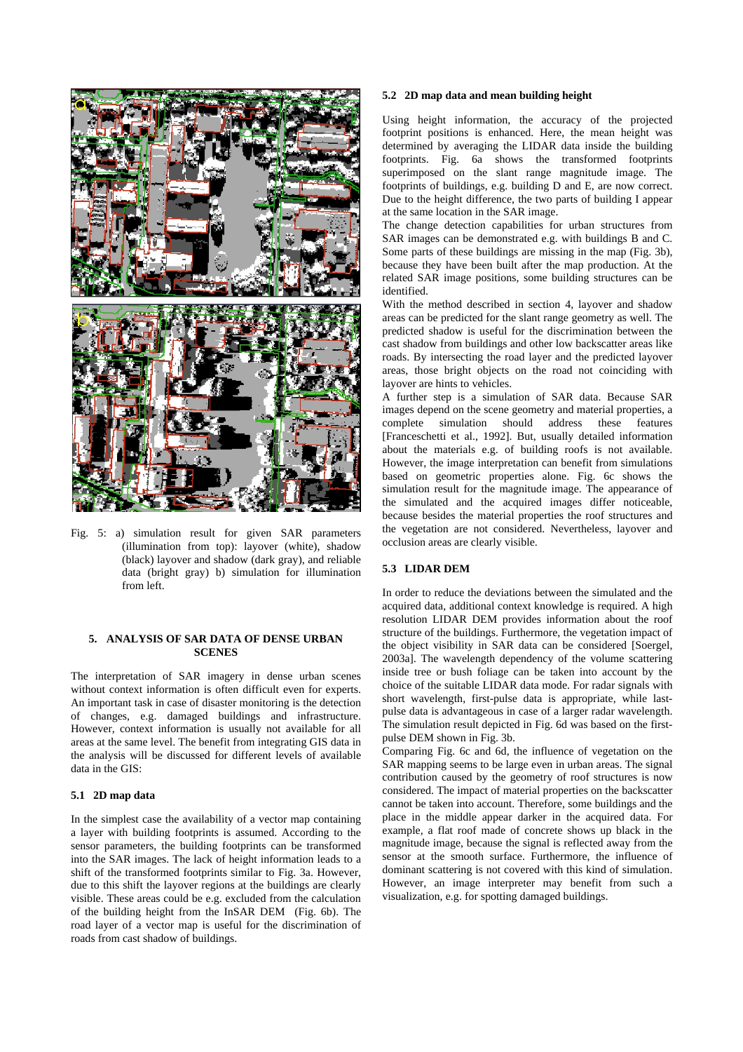Fig. 5: a) simulation result for given SAR parameters (illumination from top): layover (white), shadow (black) layover and shadow (dark gray), and reliable data (bright gray) b) simulation for illumination from left.

## 5. ANALYSIS OF SAR DATA OF DENSE URBAN SCENES

The interpretation of SAR imagery in dense urban scenes without context information is often difficult even for experts. An important task in case of disaster monitoring is the detection of changes, e.g. damaged buildings and infrastructure. However, context information is usually not available for all areas at the same level. The benefit from integrating GIS data in the analysis will be discussed for different levels of available data in the GIS:

### 5.1 2D map data

In the simplest case the availability of a vector map containing a layer with building footprints is assumed. According to the sensor parameters, the building footprints can be transformed into the SAR images. The lack of height information leads to a shift of the transformed footprints similar to Fig. 3a. However, due to this shift the layover regions at the buildings are clearly visible. These areas could be e.g. excluded from the calculation of the building height from the InSAR DEM (Fig. 6b). The road layer of a vector map is useful for the discrimination of roads from cast shadow of buildings.

### 5.2 2D map data and mean building height

Using height information, the accuracy of the projected footprint positions is enhanced. Here, the mean height was determined by averaging the LIDAR data inside the building footprints. Fig. 6a shows the transformed footprints superimposed on the slant range magnitude image. The footprints of buildings, e.g. building D and E, are now correct. Due to the height difference, the two parts of building I appear at the same location in the SAR image.

The change detection capabilities for urban structures from SAR images can be demonstrated e.g. with buildings B and C. Some parts of these buildings are missing in the map (Fig. 3b), because they have been built after the map production. At the related SAR image positions, some building structures can be identified.

With the method described in section 4, layover and shadow areas can be predicted for the slant range geometry as well. The predicted shadow is useful for the discrimination between the cast shadow from buildings and other low backscatter areas like roads. By intersecting the road layer and the predicted layover areas, those bright objects on the road not coinciding with layover are hints to vehicles.

A further step is a simulation of SAR data. Because SAR images depend on the scene geometry and material properties, a complete simulation should address these features [Franceschetti et al., 1992]. But, usually detailed information about the materials e.g. of building roofs is not available. However, the image interpretation can benefit from simulations based on geometric properties alone. Fig. 6c shows the simulation result for the magnitude image. The appearance of the simulated and the acquired images differ noticeable, because besides the material properties the roof structures and the vegetation are not considered. Nevertheless, layover and occlusion areas are clearly visible.

### 5.3 LIDAR DEM

In order to reduce the deviations between the simulated and the acquired data, additional context knowledge is required. A high resolution LIDAR DEM provides information about the roof structure of the buildings. Furthermore, the vegetation impact of the object visibility in SAR data can be considered [Soergel, 2003a]. The wavelength dependency of the volume scattering inside tree or bush foliage can be taken into account by the choice of the suitable LIDAR data mode. For radar signals with short wavelength, first-pulse data is appropriate, while last-pulse data is advantageous in case of a larger radar wavelength. The simulation result depicted in Fig. 6d was based on the first-pulse DEM shown in Fig. 3b.

Comparing Fig. 6c and 6d, the influence of vegetation on the SAR mapping seems to be large even in urban areas. The signal contribution caused by the geometry of roof structures is now considered. The impact of material properties on the backscatter cannot be taken into account. Therefore, some buildings and the place in the middle appear darker in the acquired data. For example, a flat roof made of concrete shows up black in the magnitude image, because the signal is reflected away from the sensor at the smooth surface. Furthermore, the influence of dominant scattering is not covered with this kind of simulation. However, an image interpreter may benefit from such a visualization, e.g. for spotting damaged buildings.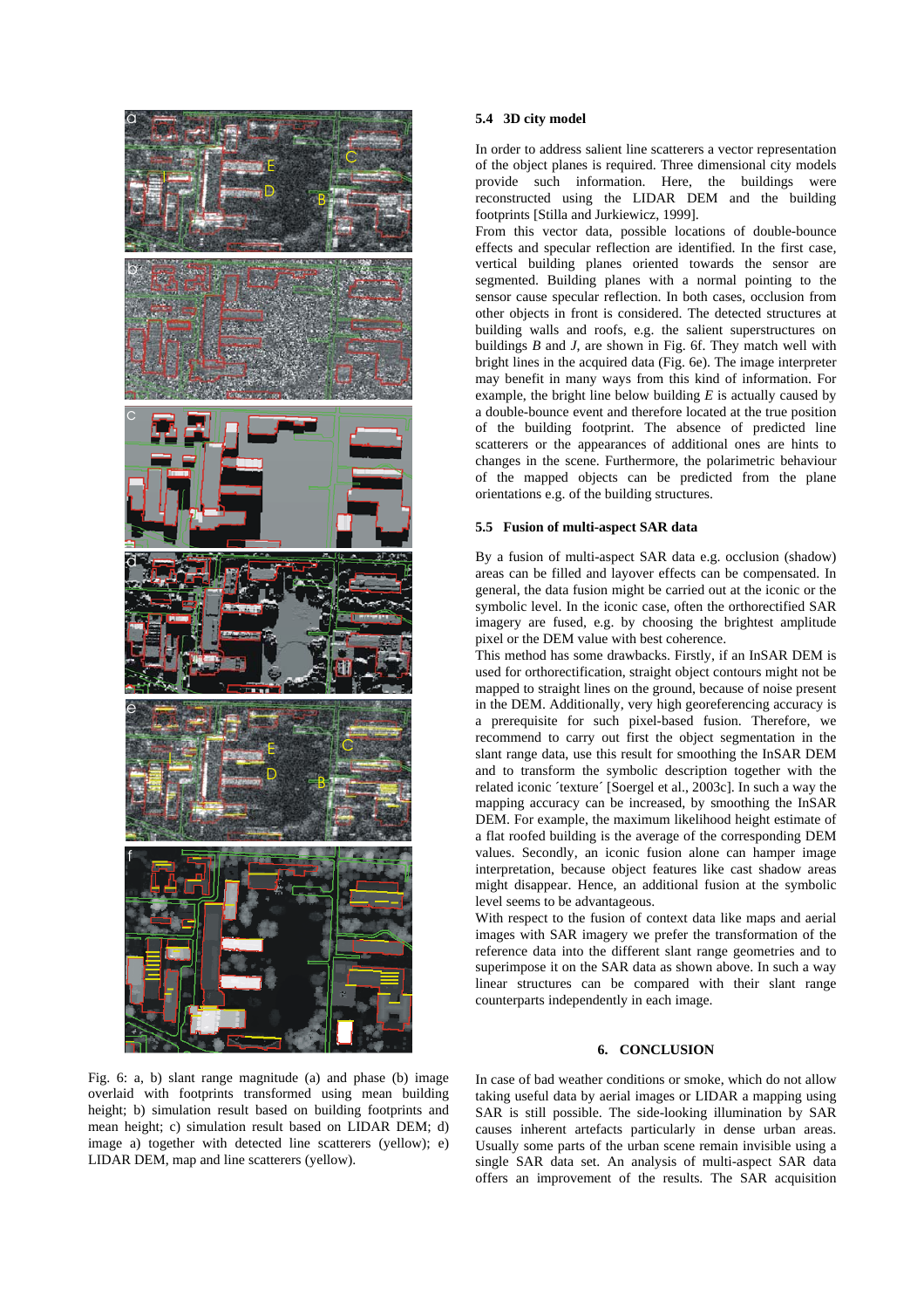Fig. 6: a, b) slant range magnitude (a) and phase (b) image overlaid with footprints transformed using mean building height; b) simulation result based on building footprints and mean height; c) simulation result based on LIDAR DEM; d) image a) together with detected line scatterers (yellow); e) LIDAR DEM, map and line scatterers (yellow).

### 5.4 3D city model

In order to address salient line scatterers a vector representation of the object planes is required. Three dimensional city models provide such information. Here, the buildings were reconstructed using the LIDAR DEM and the building footprints [Stilla and Jurkiewicz, 1999].

From this vector data, possible locations of double-bounce effects and specular reflection are identified. In the first case, vertical building planes oriented towards the sensor are segmented. Building planes with a normal pointing to the sensor cause specular reflection. In both cases, occlusion from other objects in front is considered. The detected structures at building walls and roofs, e.g. the salient superstructures on buildings *B* and *J*, are shown in Fig. 6f. They match well with bright lines in the acquired data (Fig. 6e). The image interpreter may benefit in many ways from this kind of information. For example, the bright line below building *E* is actually caused by a double-bounce event and therefore located at the true position of the building footprint. The absence of predicted line scatterers or the appearances of additional ones are hints to changes in the scene. Furthermore, the polarimetric behaviour of the mapped objects can be predicted from the plane orientations e.g. of the building structures.

### 5.5 Fusion of multi-aspect SAR data

By a fusion of multi-aspect SAR data e.g. occlusion (shadow) areas can be filled and layover effects can be compensated. In general, the data fusion might be carried out at the iconic or the symbolic level. In the iconic case, often the orthorectified SAR imagery are fused, e.g. by choosing the brightest amplitude pixel or the DEM value with best coherence.

This method has some drawbacks. Firstly, if an InSAR DEM is used for orthorectification, straight object contours might not be mapped to straight lines on the ground, because of noise present in the DEM. Additionally, very high georeferencing accuracy is a prerequisite for such pixel-based fusion. Therefore, we recommend to carry out first the object segmentation in the slant range data, use this result for smoothing the InSAR DEM and to transform the symbolic description together with the related iconic ´texture´ [Soergel et al., 2003c]. In such a way the mapping accuracy can be increased, by smoothing the InSAR DEM. For example, the maximum likelihood height estimate of a flat roofed building is the average of the corresponding DEM values. Secondly, an iconic fusion alone can hamper image interpretation, because object features like cast shadow areas might disappear. Hence, an additional fusion at the symbolic level seems to be advantageous.

With respect to the fusion of context data like maps and aerial images with SAR imagery we prefer the transformation of the reference data into the different slant range geometries and to superimpose it on the SAR data as shown above. In such a way linear structures can be compared with their slant range counterparts independently in each image.

## 6. CONCLUSION

In case of bad weather conditions or smoke, which do not allow taking useful data by aerial images or LIDAR a mapping using SAR is still possible. The side-looking illumination by SAR causes inherent artefacts particularly in dense urban areas. Usually some parts of the urban scene remain invisible using a single SAR data set. An analysis of multi-aspect SAR data offers an improvement of the results. The SAR acquisition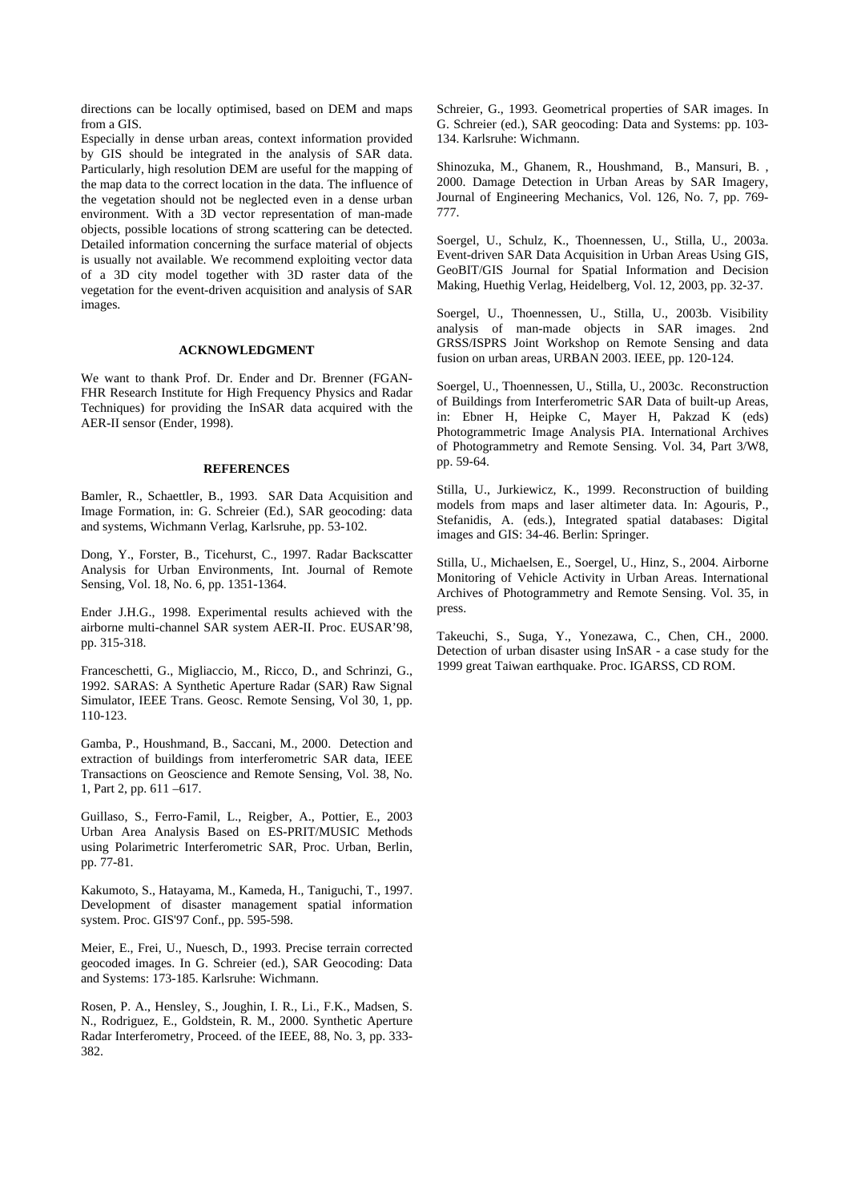directions can be locally optimised, based on DEM and maps from a GIS.

Especially in dense urban areas, context information provided by GIS should be integrated in the analysis of SAR data. Particularly, high resolution DEM are useful for the mapping of the map data to the correct location in the data. The influence of the vegetation should not be neglected even in a dense urban environment. With a 3D vector representation of man-made objects, possible locations of strong scattering can be detected. Detailed information concerning the surface material of objects is usually not available. We recommend exploiting vector data of a 3D city model together with 3D raster data of the vegetation for the event-driven acquisition and analysis of SAR images.

## ACKNOWLEDGMENT

We want to thank Prof. Dr. Ender and Dr. Brenner (FGAN-FHR Research Institute for High Frequency Physics and Radar Techniques) for providing the InSAR data acquired with the AER-II sensor (Ender, 1998).

## REFERENCES

Bamler, R., Schaettler, B., 1993. SAR Data Acquisition and Image Formation, in: G. Schreier (Ed.), SAR geocoding: data and systems, Wichmann Verlag, Karlsruhe, pp. 53-102.

Dong, Y., Forster, B., Ticehurst, C., 1997. Radar Backscatter Analysis for Urban Environments, Int. Journal of Remote Sensing, Vol. 18, No. 6, pp. 1351-1364.

Ender J.H.G., 1998. Experimental results achieved with the airborne multi-channel SAR system AER-II. Proc. EUSAR'98, pp. 315-318.

Franceschetti, G., Migliaccio, M., Ricco, D., and Schrinzi, G., 1992. SARAS: A Synthetic Aperture Radar (SAR) Raw Signal Simulator, IEEE Trans. Geosc. Remote Sensing, Vol 30, 1, pp. 110-123.

Gamba, P., Houshmand, B., Saccani, M., 2000. Detection and extraction of buildings from interferometric SAR data, IEEE Transactions on Geoscience and Remote Sensing, Vol. 38, No. 1, Part 2, pp. 611 –617.

Guillaso, S., Ferro-Famil, L., Reigber, A., Pottier, E., 2003 Urban Area Analysis Based on ES-PRIT/MUSIC Methods using Polarimetric Interferometric SAR, Proc. Urban, Berlin, pp. 77-81.

Kakumoto, S., Hatayama, M., Kameda, H., Taniguchi, T., 1997. Development of disaster management spatial information system. Proc. GIS'97 Conf., pp. 595-598.

Meier, E., Frei, U., Nuesch, D., 1993. Precise terrain corrected geocoded images. In G. Schreier (ed.), SAR Geocoding: Data and Systems: 173-185. Karlsruhe: Wichmann.

Rosen, P. A., Hensley, S., Joughin, I. R., Li., F.K., Madsen, S. N., Rodriguez, E., Goldstein, R. M., 2000. Synthetic Aperture Radar Interferometry, Proceed. of the IEEE, 88, No. 3, pp. 333-382.

Schreier, G., 1993. Geometrical properties of SAR images. In G. Schreier (ed.), SAR geocoding: Data and Systems: pp. 103-134. Karlsruhe: Wichmann.

Shinozuka, M., Ghanem, R., Houshmand, B., Mansuri, B. , 2000. Damage Detection in Urban Areas by SAR Imagery, Journal of Engineering Mechanics, Vol. 126, No. 7, pp. 769-777.

Soergel, U., Schulz, K., Thoennessen, U., Stilla, U., 2003a. Event-driven SAR Data Acquisition in Urban Areas Using GIS, GeoBIT/GIS Journal for Spatial Information and Decision Making, Huethig Verlag, Heidelberg, Vol. 12, 2003, pp. 32-37.

Soergel, U., Thoennessen, U., Stilla, U., 2003b. Visibility analysis of man-made objects in SAR images. 2nd GRSS/ISPRS Joint Workshop on Remote Sensing and data fusion on urban areas, URBAN 2003. IEEE, pp. 120-124.

Soergel, U., Thoennessen, U., Stilla, U., 2003c. Reconstruction of Buildings from Interferometric SAR Data of built-up Areas, in: Ebner H, Heipke C, Mayer H, Pakzad K (eds) Photogrammetric Image Analysis PIA. International Archives of Photogrammetry and Remote Sensing. Vol. 34, Part 3/W8, pp. 59-64.

Stilla, U., Jurkiewicz, K., 1999. Reconstruction of building models from maps and laser altimeter data. In: Agouris, P., Stefanidis, A. (eds.), Integrated spatial databases: Digital images and GIS: 34-46. Berlin: Springer.

Stilla, U., Michaelsen, E., Soergel, U., Hinz, S., 2004. Airborne Monitoring of Vehicle Activity in Urban Areas. International Archives of Photogrammetry and Remote Sensing. Vol. 35, in press.

Takeuchi, S., Suga, Y., Yonezawa, C., Chen, CH., 2000. Detection of urban disaster using InSAR - a case study for the 1999 great Taiwan earthquake. Proc. IGARSS, CD ROM.